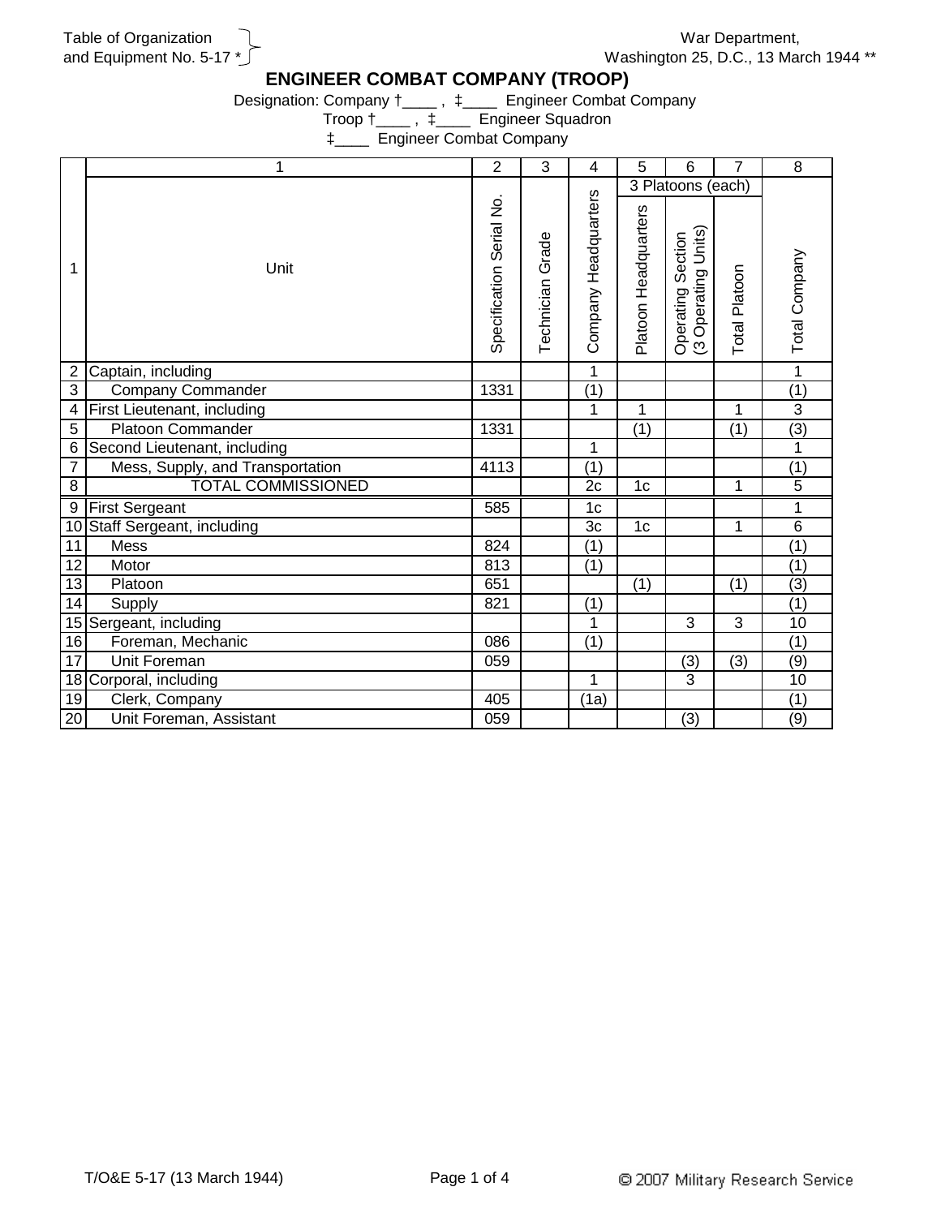Table of Organization and Equipment No. 5-17 *

War Department, Washington 25, D.C., 13 March 1944 **

# ENGINEER COMBAT COMPANY (TROOP)

Designation: Company †____ , ‡____ Engineer Combat Company
Troop †____ , ‡____ Engineer Squadron
‡____ Engineer Combat Company

| | 1 | 2 | 3 | 4 | 5 | 6 | 7 | 8 |
|---|---|---|---|---|---|---|---|---|
| | | | | | 3 Platoons (each) | | | |
| 1 | Unit | Specification Serial No. | Technician Grade | Company Headquarters | Platoon Headquarters | Operating Section (3 Operating Units) | Total Platoon | Total Company |
| 2 | Captain, including | | | 1 | | | | 1 |
| 3 | Company Commander | 1331 | | (1) | | | | (1) |
| 4 | First Lieutenant, including | | | 1 | 1 | | 1 | 3 |
| 5 | Platoon Commander | 1331 | | | (1) | | (1) | (3) |
| 6 | Second Lieutenant, including | | | 1 | | | | 1 |
| 7 | Mess, Supply, and Transportation | 4113 | | (1) | | | | (1) |
| 8 | TOTAL COMMISSIONED | | | 2c | 1c | | 1 | 5 |
| 9 | First Sergeant | 585 | | 1c | | | | 1 |
| 10 | Staff Sergeant, including | | | 3c | 1c | | 1 | 6 |
| 11 | Mess | 824 | | (1) | | | | (1) |
| 12 | Motor | 813 | | (1) | | | | (1) |
| 13 | Platoon | 651 | | | (1) | | (1) | (3) |
| 14 | Supply | 821 | | (1) | | | | (1) |
| 15 | Sergeant, including | | | 1 | | 3 | 3 | 10 |
| 16 | Foreman, Mechanic | 086 | | (1) | | | | (1) |
| 17 | Unit Foreman | 059 | | | | (3) | (3) | (9) |
| 18 | Corporal, including | | | 1 | | 3 | | 10 |
| 19 | Clerk, Company | 405 | | (1a) | | | | (1) |
| 20 | Unit Foreman, Assistant | 059 | | | | (3) | | (9) |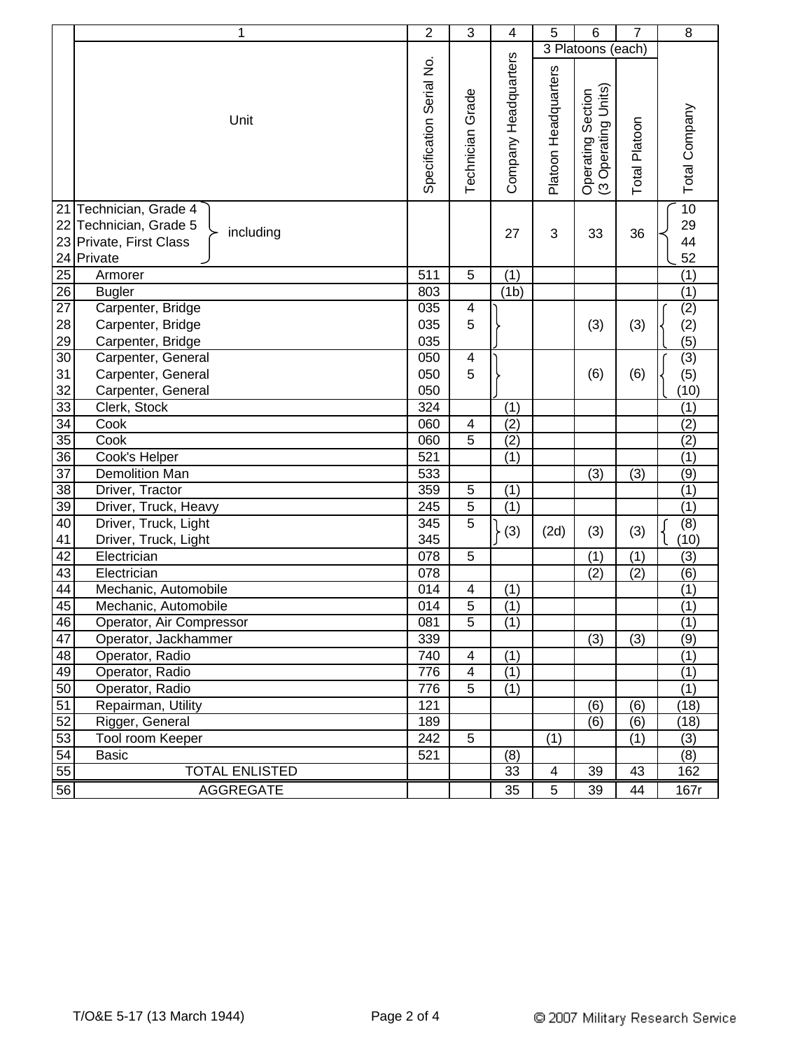| | 1 | 2 | 3 | 4 | 5 | 6 | 7 | 8 |
|---|---|---|---|---|---|---|---|---|
| | | | | | 3 Platoons (each) | | | |
| | Unit | Specification Serial No. | Technician Grade | Company Headquarters | Platoon Headquarters | Operating Section (3 Operating Units) | Total Platoon | Total Company |
| 21 | Technician, Grade 4 including | | | 27 | 3 | 33 | 36 | 10 |
| 22 | Technician, Grade 5 | | | | | | | 29 |
| 23 | Private, First Class | | | | | | | 44 |
| 24 | Private | | | | | | | 52 |
| 25 | Armorer | 511 | 5 | (1) | | | | (1) |
| 26 | Bugler | 803 | | (1b) | | | | (1) |
| 27 | Carpenter, Bridge | 035 | 4 | | | (3) | (3) | (2) |
| 28 | Carpenter, Bridge | 035 | 5 | | | | | (2) |
| 29 | Carpenter, Bridge | 035 | | | | | | (5) |
| 30 | Carpenter, General | 050 | 4 | | | (6) | (6) | (3) |
| 31 | Carpenter, General | 050 | 5 | | | | | (5) |
| 32 | Carpenter, General | 050 | | | | | | (10) |
| 33 | Clerk, Stock | 324 | | (1) | | | | (1) |
| 34 | Cook | 060 | 4 | (2) | | | | (2) |
| 35 | Cook | 060 | 5 | (2) | | | | (2) |
| 36 | Cook's Helper | 521 | | (1) | | | | (1) |
| 37 | Demolition Man | 533 | | | | (3) | (3) | (9) |
| 38 | Driver, Tractor | 359 | 5 | (1) | | | | (1) |
| 39 | Driver, Truck, Heavy | 245 | 5 | (1) | | | | (1) |
| 40 | Driver, Truck, Light | 345 | 5 | (3) | (2d) | (3) | (3) | (8) |
| 41 | Driver, Truck, Light | 345 | | | | | | (10) |
| 42 | Electrician | 078 | 5 | | | (1) | (1) | (3) |
| 43 | Electrician | 078 | | | | (2) | (2) | (6) |
| 44 | Mechanic, Automobile | 014 | 4 | (1) | | | | (1) |
| 45 | Mechanic, Automobile | 014 | 5 | (1) | | | | (1) |
| 46 | Operator, Air Compressor | 081 | 5 | (1) | | | | (1) |
| 47 | Operator, Jackhammer | 339 | | | | (3) | (3) | (9) |
| 48 | Operator, Radio | 740 | 4 | (1) | | | | (1) |
| 49 | Operator, Radio | 776 | 4 | (1) | | | | (1) |
| 50 | Operator, Radio | 776 | 5 | (1) | | | | (1) |
| 51 | Repairman, Utility | 121 | | | | (6) | (6) | (18) |
| 52 | Rigger, General | 189 | | | | (6) | (6) | (18) |
| 53 | Tool room Keeper | 242 | 5 | | (1) | | (1) | (3) |
| 54 | Basic | 521 | | (8) | | | | (8) |
| 55 | TOTAL ENLISTED | | | 33 | 4 | 39 | 43 | 162 |
| 56 | AGGREGATE | | | 35 | 5 | 39 | 44 | 167r |

T/O&E 5-17 (13 March 1944)

© 2007 Military Research Service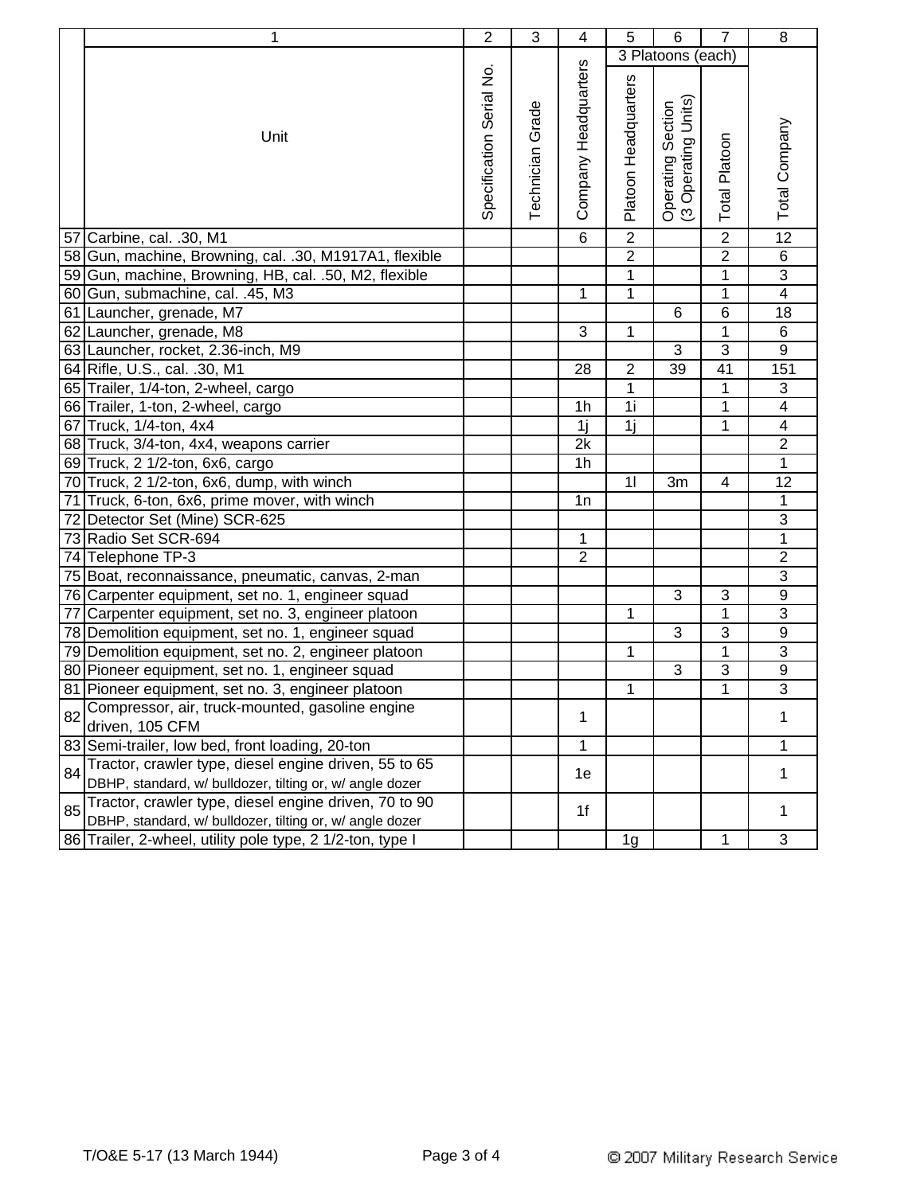| | 1 | 2 | 3 | 4 | 5 | 6 | 7 | 8 |
|---|---|---|---|---|---|---|---|---|
| | | | | | 3 Platoons (each) | | | |
| | Unit | Specification Serial No. | Technician Grade | Company Headquarters | Platoon Headquarters | Operating Section (3 Operating Units) | Total Platoon | Total Company |
| 57 | Carbine, cal. .30, M1 | | | 6 | 2 | | 2 | 12 |
| 58 | Gun, machine, Browning, cal. .30, M1917A1, flexible | | | | 2 | | 2 | 6 |
| 59 | Gun, machine, Browning, HB, cal. .50, M2, flexible | | | | 1 | | 1 | 3 |
| 60 | Gun, submachine, cal. .45, M3 | | | 1 | 1 | | 1 | 4 |
| 61 | Launcher, grenade, M7 | | | | | 6 | 6 | 18 |
| 62 | Launcher, grenade, M8 | | | 3 | 1 | | 1 | 6 |
| 63 | Launcher, rocket, 2.36-inch, M9 | | | | | 3 | 3 | 9 |
| 64 | Rifle, U.S., cal. .30, M1 | | | 28 | 2 | 39 | 41 | 151 |
| 65 | Trailer, 1/4-ton, 2-wheel, cargo | | | | 1 | | 1 | 3 |
| 66 | Trailer, 1-ton, 2-wheel, cargo | | | 1h | 1i | | 1 | 4 |
| 67 | Truck, 1/4-ton, 4x4 | | | 1j | 1j | | 1 | 4 |
| 68 | Truck, 3/4-ton, 4x4, weapons carrier | | | 2k | | | | 2 |
| 69 | Truck, 2 1/2-ton, 6x6, cargo | | | 1h | | | | 1 |
| 70 | Truck, 2 1/2-ton, 6x6, dump, with winch | | | | 1l | 3m | 4 | 12 |
| 71 | Truck, 6-ton, 6x6, prime mover, with winch | | | 1n | | | | 1 |
| 72 | Detector Set (Mine) SCR-625 | | | | | | | 3 |
| 73 | Radio Set SCR-694 | | | 1 | | | | 1 |
| 74 | Telephone TP-3 | | | 2 | | | | 2 |
| 75 | Boat, reconnaissance, pneumatic, canvas, 2-man | | | | | | | 3 |
| 76 | Carpenter equipment, set no. 1, engineer squad | | | | | 3 | 3 | 9 |
| 77 | Carpenter equipment, set no. 3, engineer platoon | | | | 1 | | 1 | 3 |
| 78 | Demolition equipment, set no. 1, engineer squad | | | | | 3 | 3 | 9 |
| 79 | Demolition equipment, set no. 2, engineer platoon | | | | 1 | | 1 | 3 |
| 80 | Pioneer equipment, set no. 1, engineer squad | | | | | 3 | 3 | 9 |
| 81 | Pioneer equipment, set no. 3, engineer platoon | | | | 1 | | 1 | 3 |
| 82 | Compressor, air, truck-mounted, gasoline engine driven, 105 CFM | | | 1 | | | | 1 |
| 83 | Semi-trailer, low bed, front loading, 20-ton | | | 1 | | | | 1 |
| 84 | Tractor, crawler type, diesel engine driven, 55 to 65 DBHP, standard, w/ bulldozer, tilting or, w/ angle dozer | | | 1e | | | | 1 |
| 85 | Tractor, crawler type, diesel engine driven, 70 to 90 DBHP, standard, w/ bulldozer, tilting or, w/ angle dozer | | | 1f | | | | 1 |
| 86 | Trailer, 2-wheel, utility pole type, 2 1/2-ton, type I | | | | 1g | | 1 | 3 |

T/O&E 5-17 (13 March 1944) © 2007 Military Research Service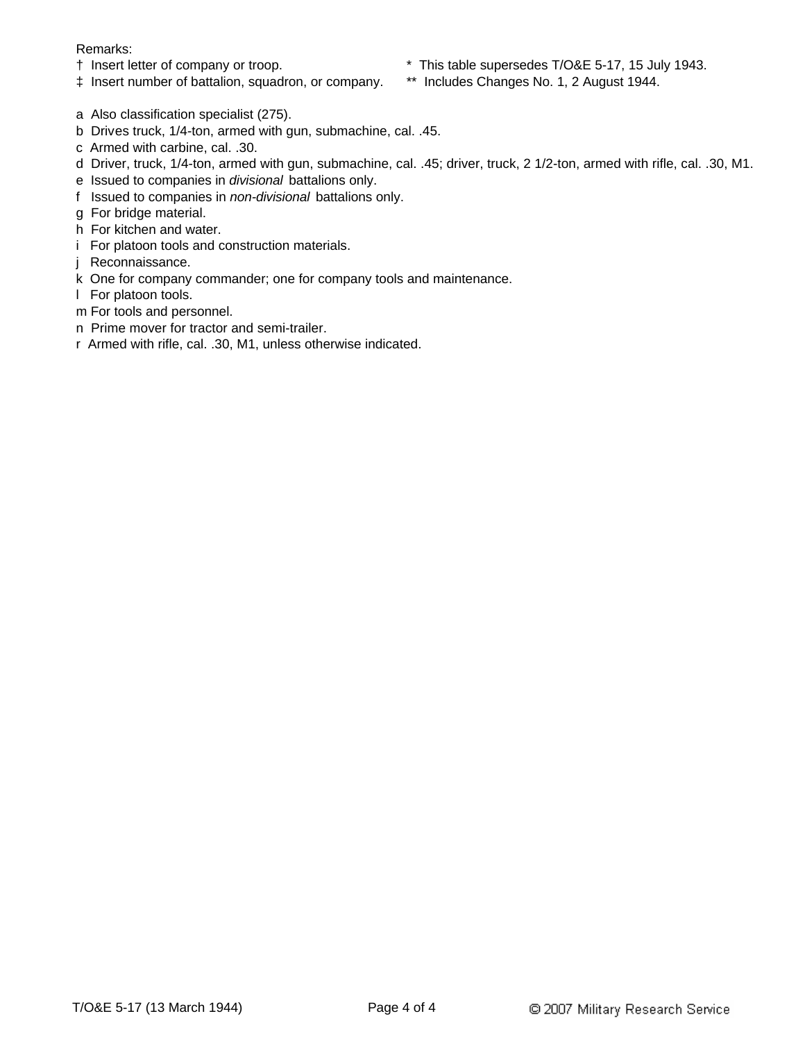Remarks:

† Insert letter of company or troop.

‡ Insert number of battalion, squadron, or company.

\* This table supersedes T/O&E 5-17, 15 July 1943.

\*\* Includes Changes No. 1, 2 August 1944.

a Also classification specialist (275).
b Drives truck, 1/4-ton, armed with gun, submachine, cal. .45.
c Armed with carbine, cal. .30.
d Driver, truck, 1/4-ton, armed with gun, submachine, cal. .45; driver, truck, 2 1/2-ton, armed with rifle, cal. .30, M1.
e Issued to companies in *divisional* battalions only.
f Issued to companies in *non-divisional* battalions only.
g For bridge material.
h For kitchen and water.
i For platoon tools and construction materials.
j Reconnaissance.
k One for company commander; one for company tools and maintenance.
l For platoon tools.
m For tools and personnel.
n Prime mover for tractor and semi-trailer.
r Armed with rifle, cal. .30, M1, unless otherwise indicated.